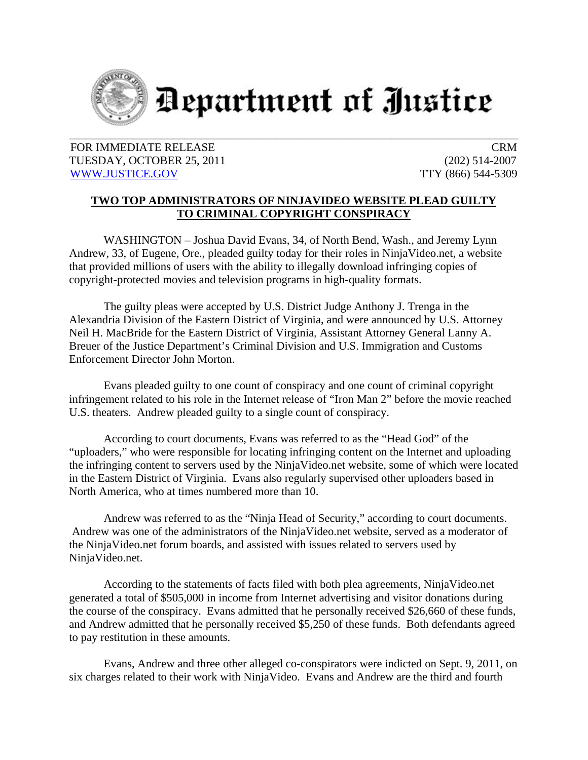# Department of Justice

FOR IMMEDIATE RELEASE
TUESDAY, OCTOBER 25, 2011
WWW.JUSTICE.GOV

CRM
(202) 514-2007
TTY (866) 544-5309

## TWO TOP ADMINISTRATORS OF NINJAVIDEO WEBSITE PLEAD GUILTY TO CRIMINAL COPYRIGHT CONSPIRACY

WASHINGTON – Joshua David Evans, 34, of North Bend, Wash., and Jeremy Lynn Andrew, 33, of Eugene, Ore., pleaded guilty today for their roles in NinjaVideo.net, a website that provided millions of users with the ability to illegally download infringing copies of copyright-protected movies and television programs in high-quality formats.

The guilty pleas were accepted by U.S. District Judge Anthony J. Trenga in the Alexandria Division of the Eastern District of Virginia, and were announced by U.S. Attorney Neil H. MacBride for the Eastern District of Virginia, Assistant Attorney General Lanny A. Breuer of the Justice Department's Criminal Division and U.S. Immigration and Customs Enforcement Director John Morton.

Evans pleaded guilty to one count of conspiracy and one count of criminal copyright infringement related to his role in the Internet release of "Iron Man 2" before the movie reached U.S. theaters. Andrew pleaded guilty to a single count of conspiracy.

According to court documents, Evans was referred to as the "Head God" of the "uploaders," who were responsible for locating infringing content on the Internet and uploading the infringing content to servers used by the NinjaVideo.net website, some of which were located in the Eastern District of Virginia. Evans also regularly supervised other uploaders based in North America, who at times numbered more than 10.

Andrew was referred to as the "Ninja Head of Security," according to court documents. Andrew was one of the administrators of the NinjaVideo.net website, served as a moderator of the NinjaVideo.net forum boards, and assisted with issues related to servers used by NinjaVideo.net.

According to the statements of facts filed with both plea agreements, NinjaVideo.net generated a total of $505,000 in income from Internet advertising and visitor donations during the course of the conspiracy. Evans admitted that he personally received $26,660 of these funds, and Andrew admitted that he personally received $5,250 of these funds. Both defendants agreed to pay restitution in these amounts.

Evans, Andrew and three other alleged co-conspirators were indicted on Sept. 9, 2011, on six charges related to their work with NinjaVideo. Evans and Andrew are the third and fourth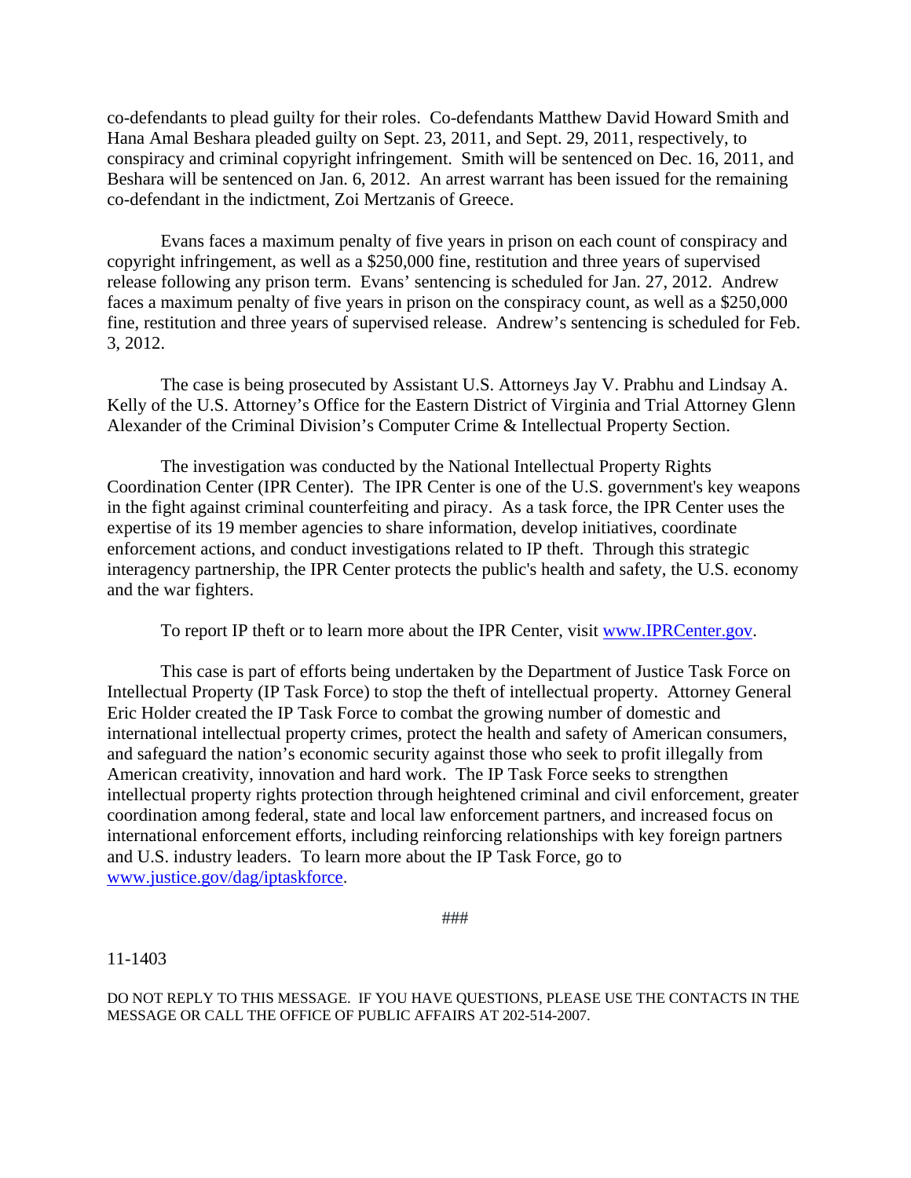co-defendants to plead guilty for their roles. Co-defendants Matthew David Howard Smith and Hana Amal Beshara pleaded guilty on Sept. 23, 2011, and Sept. 29, 2011, respectively, to conspiracy and criminal copyright infringement. Smith will be sentenced on Dec. 16, 2011, and Beshara will be sentenced on Jan. 6, 2012. An arrest warrant has been issued for the remaining co-defendant in the indictment, Zoi Mertzanis of Greece.

Evans faces a maximum penalty of five years in prison on each count of conspiracy and copyright infringement, as well as a $250,000 fine, restitution and three years of supervised release following any prison term. Evans' sentencing is scheduled for Jan. 27, 2012. Andrew faces a maximum penalty of five years in prison on the conspiracy count, as well as a $250,000 fine, restitution and three years of supervised release. Andrew's sentencing is scheduled for Feb. 3, 2012.

The case is being prosecuted by Assistant U.S. Attorneys Jay V. Prabhu and Lindsay A. Kelly of the U.S. Attorney's Office for the Eastern District of Virginia and Trial Attorney Glenn Alexander of the Criminal Division's Computer Crime & Intellectual Property Section.

The investigation was conducted by the National Intellectual Property Rights Coordination Center (IPR Center). The IPR Center is one of the U.S. government's key weapons in the fight against criminal counterfeiting and piracy. As a task force, the IPR Center uses the expertise of its 19 member agencies to share information, develop initiatives, coordinate enforcement actions, and conduct investigations related to IP theft. Through this strategic interagency partnership, the IPR Center protects the public's health and safety, the U.S. economy and the war fighters.

To report IP theft or to learn more about the IPR Center, visit www.IPRCenter.gov.

This case is part of efforts being undertaken by the Department of Justice Task Force on Intellectual Property (IP Task Force) to stop the theft of intellectual property. Attorney General Eric Holder created the IP Task Force to combat the growing number of domestic and international intellectual property crimes, protect the health and safety of American consumers, and safeguard the nation's economic security against those who seek to profit illegally from American creativity, innovation and hard work. The IP Task Force seeks to strengthen intellectual property rights protection through heightened criminal and civil enforcement, greater coordination among federal, state and local law enforcement partners, and increased focus on international enforcement efforts, including reinforcing relationships with key foreign partners and U.S. industry leaders. To learn more about the IP Task Force, go to www.justice.gov/dag/iptaskforce.

###

11-1403

DO NOT REPLY TO THIS MESSAGE. IF YOU HAVE QUESTIONS, PLEASE USE THE CONTACTS IN THE MESSAGE OR CALL THE OFFICE OF PUBLIC AFFAIRS AT 202-514-2007.